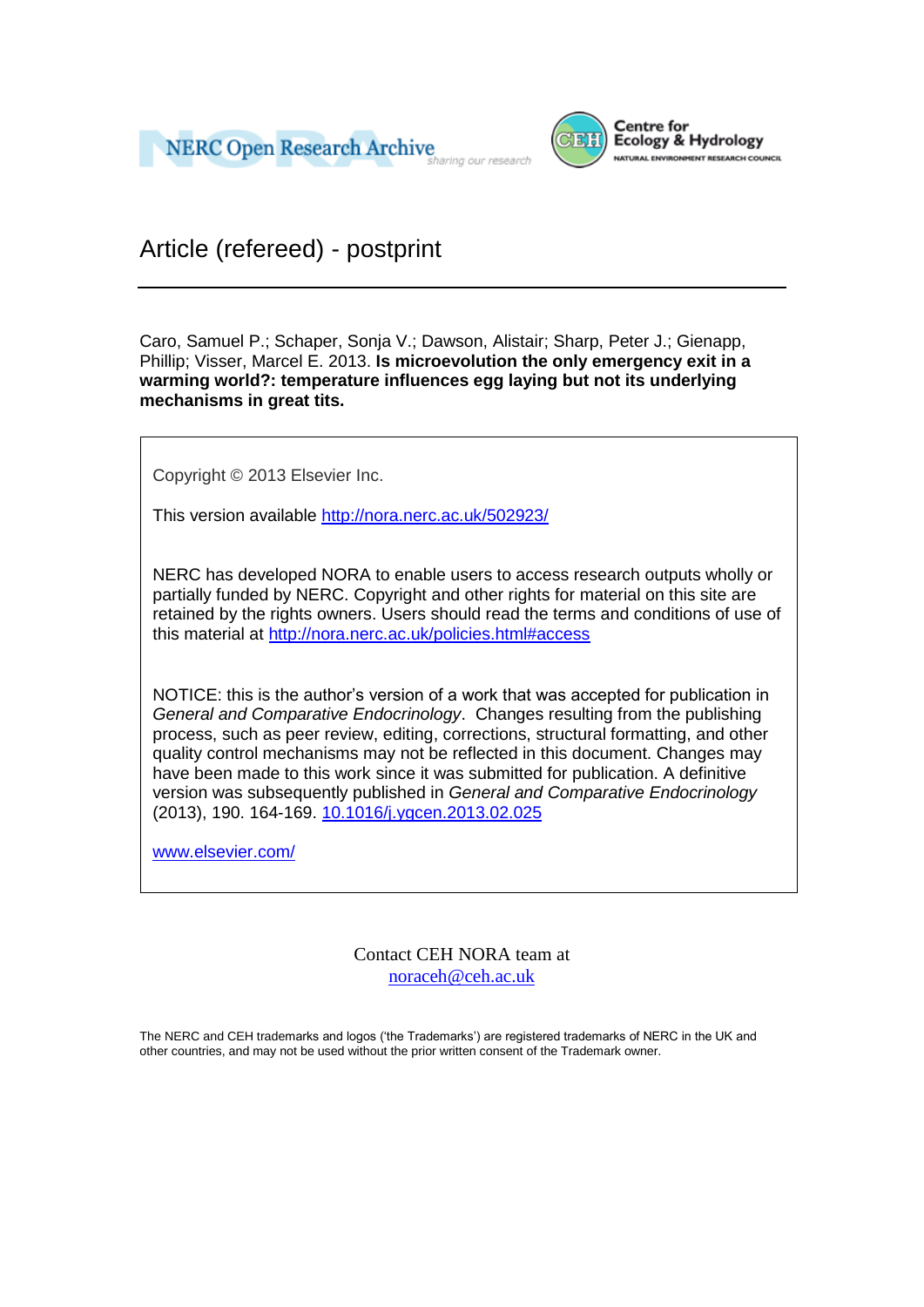NERC Open Research Archive — sharing our research

Centre for Ecology & Hydrology — NATURAL ENVIRONMENT RESEARCH COUNCIL

# Article (refereed) - postprint

Caro, Samuel P.; Schaper, Sonja V.; Dawson, Alistair; Sharp, Peter J.; Gienapp, Phillip; Visser, Marcel E. 2013. **Is microevolution the only emergency exit in a warming world?: temperature influences egg laying but not its underlying mechanisms in great tits.**

Copyright © 2013 Elsevier Inc.

This version available http://nora.nerc.ac.uk/502923/

NERC has developed NORA to enable users to access research outputs wholly or partially funded by NERC. Copyright and other rights for material on this site are retained by the rights owners. Users should read the terms and conditions of use of this material at http://nora.nerc.ac.uk/policies.html#access

NOTICE: this is the author's version of a work that was accepted for publication in *General and Comparative Endocrinology*. Changes resulting from the publishing process, such as peer review, editing, corrections, structural formatting, and other quality control mechanisms may not be reflected in this document. Changes may have been made to this work since it was submitted for publication. A definitive version was subsequently published in *General and Comparative Endocrinology* (2013), 190. 164-169. 10.1016/j.ygcen.2013.02.025

www.elsevier.com/

Contact CEH NORA team at
noraceh@ceh.ac.uk

The NERC and CEH trademarks and logos ('the Trademarks') are registered trademarks of NERC in the UK and other countries, and may not be used without the prior written consent of the Trademark owner.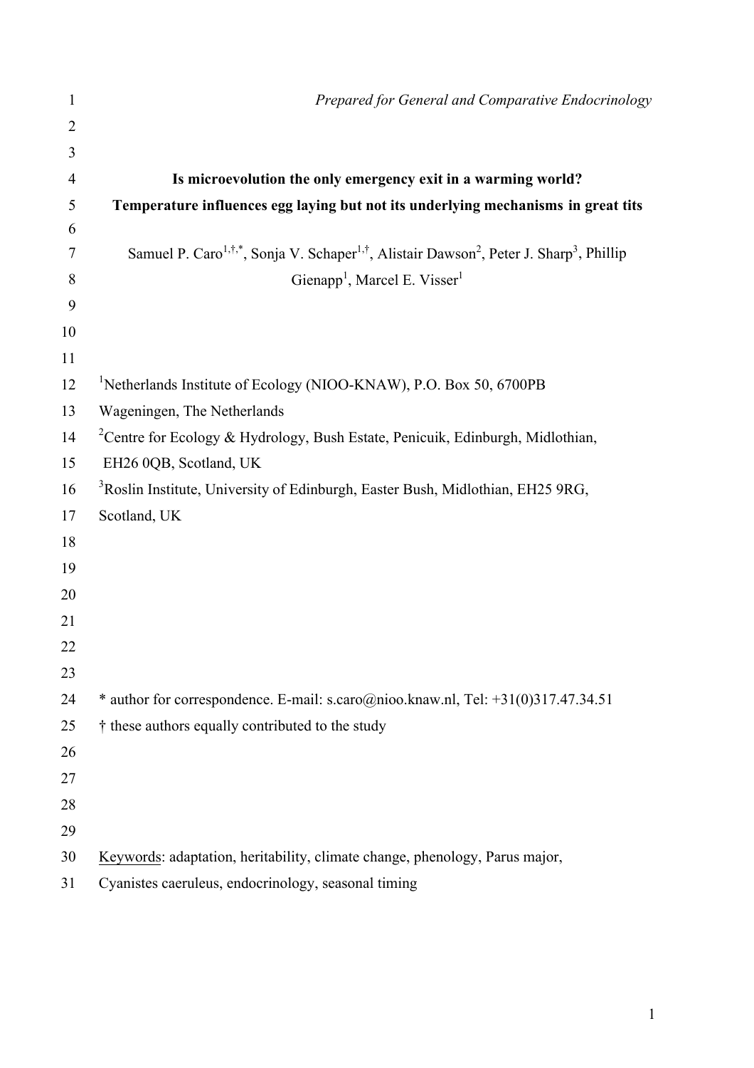*Prepared for General and Comparative Endocrinology*

# Is microevolution the only emergency exit in a warming world?
## Temperature influences egg laying but not its underlying mechanisms in great tits

Samuel P. Caro[1,†,*], Sonja V. Schaper[1,†], Alistair Dawson[2], Peter J. Sharp[3], Phillip Gienapp[1], Marcel E. Visser[1]

[1]Netherlands Institute of Ecology (NIOO-KNAW), P.O. Box 50, 6700PB Wageningen, The Netherlands

[2]Centre for Ecology & Hydrology, Bush Estate, Penicuik, Edinburgh, Midlothian, EH26 0QB, Scotland, UK

[3]Roslin Institute, University of Edinburgh, Easter Bush, Midlothian, EH25 9RG, Scotland, UK

\* author for correspondence. E-mail: s.caro@nioo.knaw.nl, Tel: +31(0)317.47.34.51

† these authors equally contributed to the study

Keywords: adaptation, heritability, climate change, phenology, Parus major, Cyanistes caeruleus, endocrinology, seasonal timing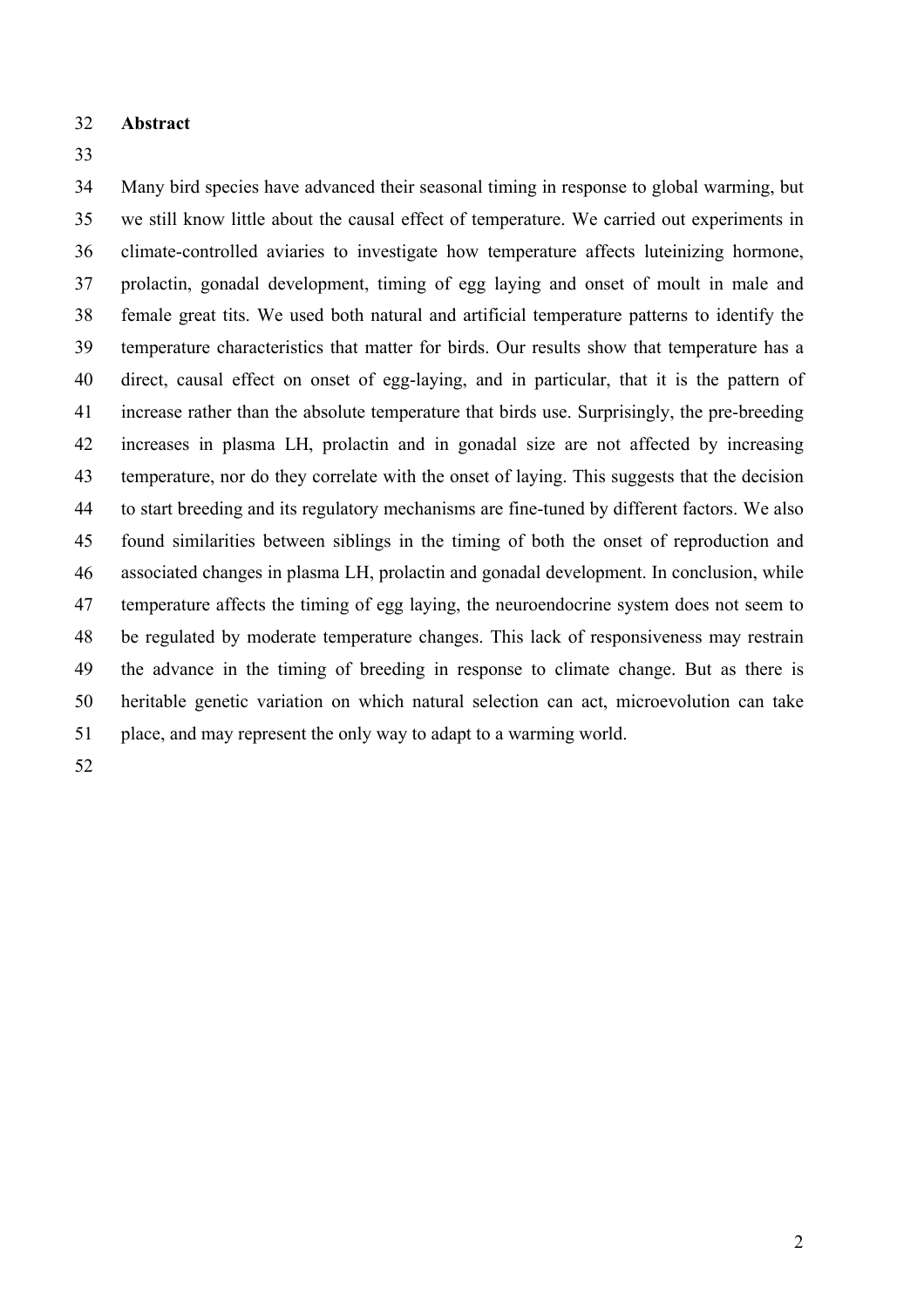## Abstract

Many bird species have advanced their seasonal timing in response to global warming, but we still know little about the causal effect of temperature. We carried out experiments in climate-controlled aviaries to investigate how temperature affects luteinizing hormone, prolactin, gonadal development, timing of egg laying and onset of moult in male and female great tits. We used both natural and artificial temperature patterns to identify the temperature characteristics that matter for birds. Our results show that temperature has a direct, causal effect on onset of egg-laying, and in particular, that it is the pattern of increase rather than the absolute temperature that birds use. Surprisingly, the pre-breeding increases in plasma LH, prolactin and in gonadal size are not affected by increasing temperature, nor do they correlate with the onset of laying. This suggests that the decision to start breeding and its regulatory mechanisms are fine-tuned by different factors. We also found similarities between siblings in the timing of both the onset of reproduction and associated changes in plasma LH, prolactin and gonadal development. In conclusion, while temperature affects the timing of egg laying, the neuroendocrine system does not seem to be regulated by moderate temperature changes. This lack of responsiveness may restrain the advance in the timing of breeding in response to climate change. But as there is heritable genetic variation on which natural selection can act, microevolution can take place, and may represent the only way to adapt to a warming world.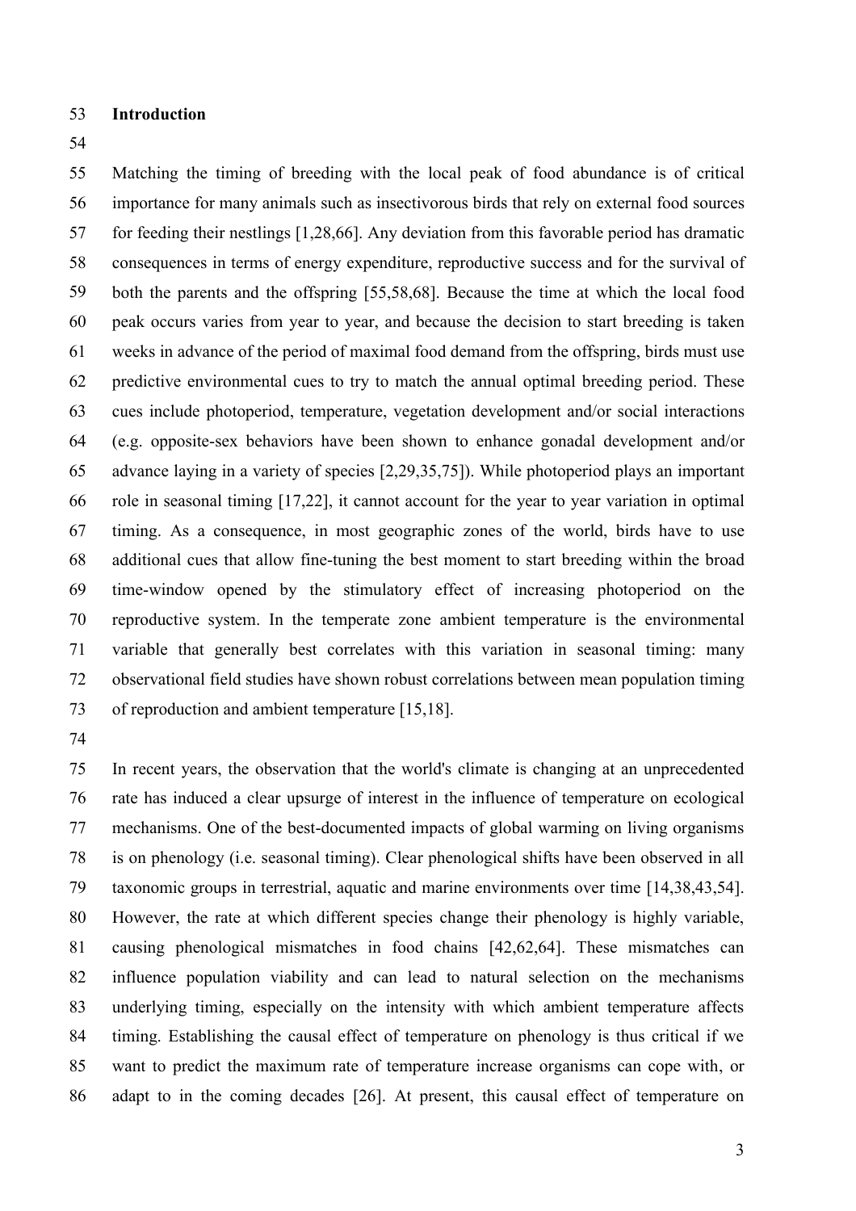## Introduction

Matching the timing of breeding with the local peak of food abundance is of critical importance for many animals such as insectivorous birds that rely on external food sources for feeding their nestlings [1,28,66]. Any deviation from this favorable period has dramatic consequences in terms of energy expenditure, reproductive success and for the survival of both the parents and the offspring [55,58,68]. Because the time at which the local food peak occurs varies from year to year, and because the decision to start breeding is taken weeks in advance of the period of maximal food demand from the offspring, birds must use predictive environmental cues to try to match the annual optimal breeding period. These cues include photoperiod, temperature, vegetation development and/or social interactions (e.g. opposite-sex behaviors have been shown to enhance gonadal development and/or advance laying in a variety of species [2,29,35,75]). While photoperiod plays an important role in seasonal timing [17,22], it cannot account for the year to year variation in optimal timing. As a consequence, in most geographic zones of the world, birds have to use additional cues that allow fine-tuning the best moment to start breeding within the broad time-window opened by the stimulatory effect of increasing photoperiod on the reproductive system. In the temperate zone ambient temperature is the environmental variable that generally best correlates with this variation in seasonal timing: many observational field studies have shown robust correlations between mean population timing of reproduction and ambient temperature [15,18].

In recent years, the observation that the world's climate is changing at an unprecedented rate has induced a clear upsurge of interest in the influence of temperature on ecological mechanisms. One of the best-documented impacts of global warming on living organisms is on phenology (i.e. seasonal timing). Clear phenological shifts have been observed in all taxonomic groups in terrestrial, aquatic and marine environments over time [14,38,43,54]. However, the rate at which different species change their phenology is highly variable, causing phenological mismatches in food chains [42,62,64]. These mismatches can influence population viability and can lead to natural selection on the mechanisms underlying timing, especially on the intensity with which ambient temperature affects timing. Establishing the causal effect of temperature on phenology is thus critical if we want to predict the maximum rate of temperature increase organisms can cope with, or adapt to in the coming decades [26]. At present, this causal effect of temperature on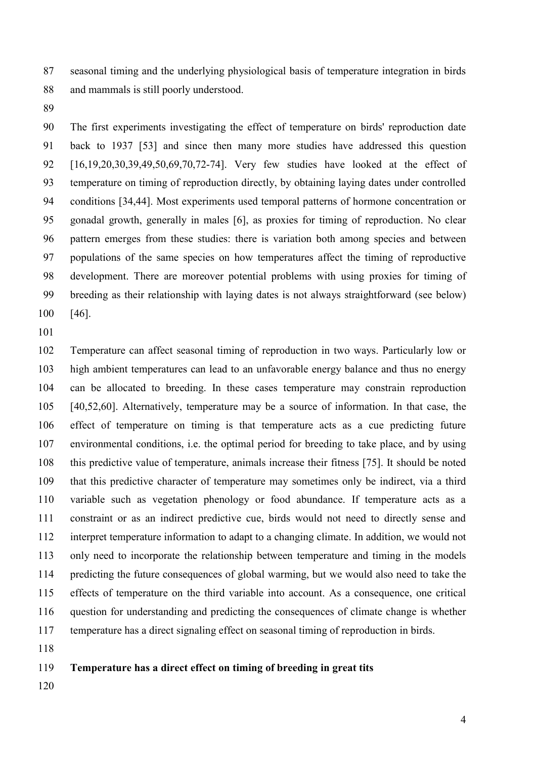seasonal timing and the underlying physiological basis of temperature integration in birds and mammals is still poorly understood.

The first experiments investigating the effect of temperature on birds' reproduction date back to 1937 [53] and since then many more studies have addressed this question [16,19,20,30,39,49,50,69,70,72-74]. Very few studies have looked at the effect of temperature on timing of reproduction directly, by obtaining laying dates under controlled conditions [34,44]. Most experiments used temporal patterns of hormone concentration or gonadal growth, generally in males [6], as proxies for timing of reproduction. No clear pattern emerges from these studies: there is variation both among species and between populations of the same species on how temperatures affect the timing of reproductive development. There are moreover potential problems with using proxies for timing of breeding as their relationship with laying dates is not always straightforward (see below) [46].

Temperature can affect seasonal timing of reproduction in two ways. Particularly low or high ambient temperatures can lead to an unfavorable energy balance and thus no energy can be allocated to breeding. In these cases temperature may constrain reproduction [40,52,60]. Alternatively, temperature may be a source of information. In that case, the effect of temperature on timing is that temperature acts as a cue predicting future environmental conditions, i.e. the optimal period for breeding to take place, and by using this predictive value of temperature, animals increase their fitness [75]. It should be noted that this predictive character of temperature may sometimes only be indirect, via a third variable such as vegetation phenology or food abundance. If temperature acts as a constraint or as an indirect predictive cue, birds would not need to directly sense and interpret temperature information to adapt to a changing climate. In addition, we would not only need to incorporate the relationship between temperature and timing in the models predicting the future consequences of global warming, but we would also need to take the effects of temperature on the third variable into account. As a consequence, one critical question for understanding and predicting the consequences of climate change is whether temperature has a direct signaling effect on seasonal timing of reproduction in birds.

**Temperature has a direct effect on timing of breeding in great tits**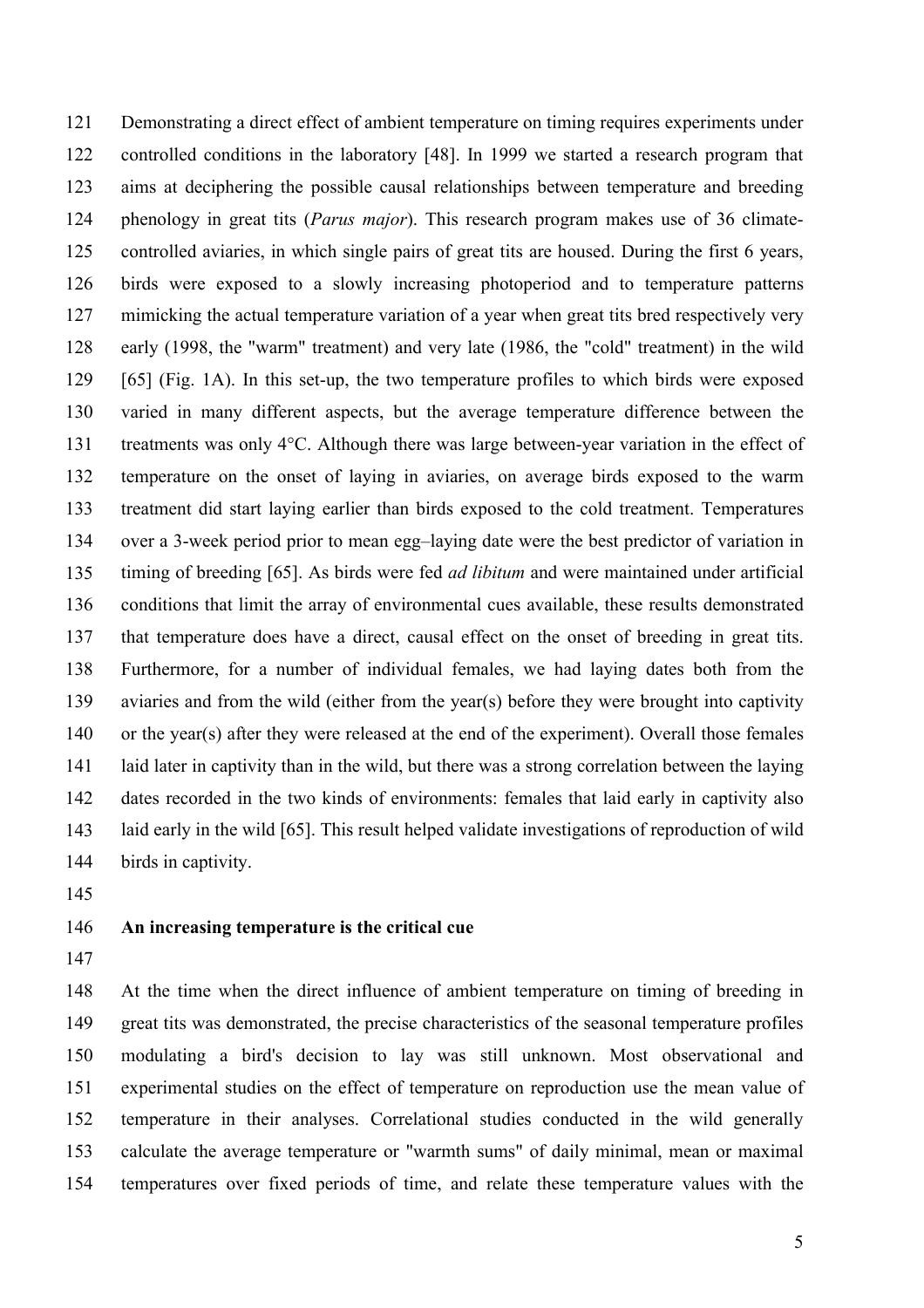Demonstrating a direct effect of ambient temperature on timing requires experiments under controlled conditions in the laboratory [48]. In 1999 we started a research program that aims at deciphering the possible causal relationships between temperature and breeding phenology in great tits (*Parus major*). This research program makes use of 36 climate-controlled aviaries, in which single pairs of great tits are housed. During the first 6 years, birds were exposed to a slowly increasing photoperiod and to temperature patterns mimicking the actual temperature variation of a year when great tits bred respectively very early (1998, the "warm" treatment) and very late (1986, the "cold" treatment) in the wild [65] (Fig. 1A). In this set-up, the two temperature profiles to which birds were exposed varied in many different aspects, but the average temperature difference between the treatments was only 4°C. Although there was large between-year variation in the effect of temperature on the onset of laying in aviaries, on average birds exposed to the warm treatment did start laying earlier than birds exposed to the cold treatment. Temperatures over a 3-week period prior to mean egg–laying date were the best predictor of variation in timing of breeding [65]. As birds were fed *ad libitum* and were maintained under artificial conditions that limit the array of environmental cues available, these results demonstrated that temperature does have a direct, causal effect on the onset of breeding in great tits. Furthermore, for a number of individual females, we had laying dates both from the aviaries and from the wild (either from the year(s) before they were brought into captivity or the year(s) after they were released at the end of the experiment). Overall those females laid later in captivity than in the wild, but there was a strong correlation between the laying dates recorded in the two kinds of environments: females that laid early in captivity also laid early in the wild [65]. This result helped validate investigations of reproduction of wild birds in captivity.

## An increasing temperature is the critical cue

At the time when the direct influence of ambient temperature on timing of breeding in great tits was demonstrated, the precise characteristics of the seasonal temperature profiles modulating a bird's decision to lay was still unknown. Most observational and experimental studies on the effect of temperature on reproduction use the mean value of temperature in their analyses. Correlational studies conducted in the wild generally calculate the average temperature or "warmth sums" of daily minimal, mean or maximal temperatures over fixed periods of time, and relate these temperature values with the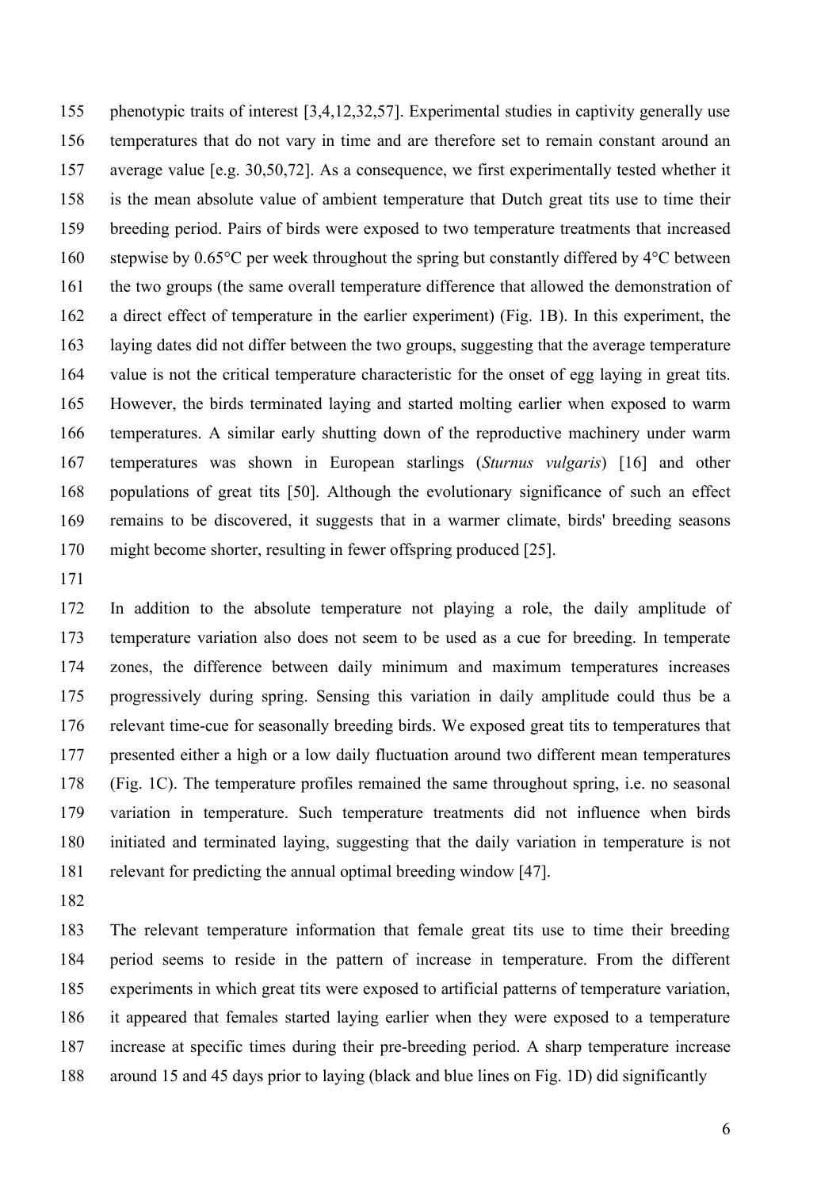phenotypic traits of interest [3,4,12,32,57]. Experimental studies in captivity generally use temperatures that do not vary in time and are therefore set to remain constant around an average value [e.g. 30,50,72]. As a consequence, we first experimentally tested whether it is the mean absolute value of ambient temperature that Dutch great tits use to time their breeding period. Pairs of birds were exposed to two temperature treatments that increased stepwise by 0.65°C per week throughout the spring but constantly differed by 4°C between the two groups (the same overall temperature difference that allowed the demonstration of a direct effect of temperature in the earlier experiment) (Fig. 1B). In this experiment, the laying dates did not differ between the two groups, suggesting that the average temperature value is not the critical temperature characteristic for the onset of egg laying in great tits. However, the birds terminated laying and started molting earlier when exposed to warm temperatures. A similar early shutting down of the reproductive machinery under warm temperatures was shown in European starlings (*Sturnus vulgaris*) [16] and other populations of great tits [50]. Although the evolutionary significance of such an effect remains to be discovered, it suggests that in a warmer climate, birds' breeding seasons might become shorter, resulting in fewer offspring produced [25].

In addition to the absolute temperature not playing a role, the daily amplitude of temperature variation also does not seem to be used as a cue for breeding. In temperate zones, the difference between daily minimum and maximum temperatures increases progressively during spring. Sensing this variation in daily amplitude could thus be a relevant time-cue for seasonally breeding birds. We exposed great tits to temperatures that presented either a high or a low daily fluctuation around two different mean temperatures (Fig. 1C). The temperature profiles remained the same throughout spring, i.e. no seasonal variation in temperature. Such temperature treatments did not influence when birds initiated and terminated laying, suggesting that the daily variation in temperature is not relevant for predicting the annual optimal breeding window [47].

The relevant temperature information that female great tits use to time their breeding period seems to reside in the pattern of increase in temperature. From the different experiments in which great tits were exposed to artificial patterns of temperature variation, it appeared that females started laying earlier when they were exposed to a temperature increase at specific times during their pre-breeding period. A sharp temperature increase around 15 and 45 days prior to laying (black and blue lines on Fig. 1D) did significantly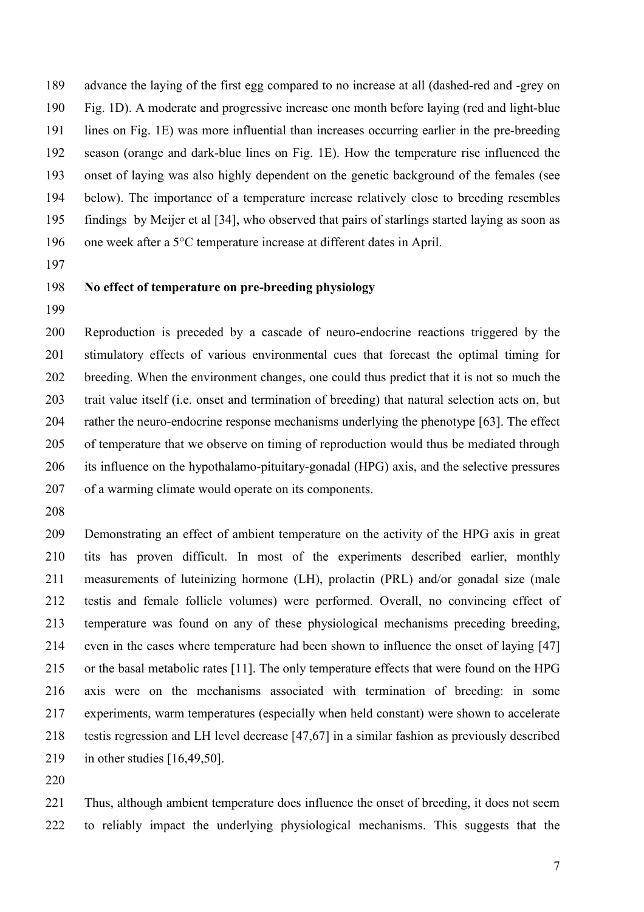advance the laying of the first egg compared to no increase at all (dashed-red and -grey on Fig. 1D). A moderate and progressive increase one month before laying (red and light-blue lines on Fig. 1E) was more influential than increases occurring earlier in the pre-breeding season (orange and dark-blue lines on Fig. 1E). How the temperature rise influenced the onset of laying was also highly dependent on the genetic background of the females (see below). The importance of a temperature increase relatively close to breeding resembles findings by Meijer et al [34], who observed that pairs of starlings started laying as soon as one week after a 5°C temperature increase at different dates in April.

## No effect of temperature on pre-breeding physiology

Reproduction is preceded by a cascade of neuro-endocrine reactions triggered by the stimulatory effects of various environmental cues that forecast the optimal timing for breeding. When the environment changes, one could thus predict that it is not so much the trait value itself (i.e. onset and termination of breeding) that natural selection acts on, but rather the neuro-endocrine response mechanisms underlying the phenotype [63]. The effect of temperature that we observe on timing of reproduction would thus be mediated through its influence on the hypothalamo-pituitary-gonadal (HPG) axis, and the selective pressures of a warming climate would operate on its components.

Demonstrating an effect of ambient temperature on the activity of the HPG axis in great tits has proven difficult. In most of the experiments described earlier, monthly measurements of luteinizing hormone (LH), prolactin (PRL) and/or gonadal size (male testis and female follicle volumes) were performed. Overall, no convincing effect of temperature was found on any of these physiological mechanisms preceding breeding, even in the cases where temperature had been shown to influence the onset of laying [47] or the basal metabolic rates [11]. The only temperature effects that were found on the HPG axis were on the mechanisms associated with termination of breeding: in some experiments, warm temperatures (especially when held constant) were shown to accelerate testis regression and LH level decrease [47,67] in a similar fashion as previously described in other studies [16,49,50].

Thus, although ambient temperature does influence the onset of breeding, it does not seem to reliably impact the underlying physiological mechanisms. This suggests that the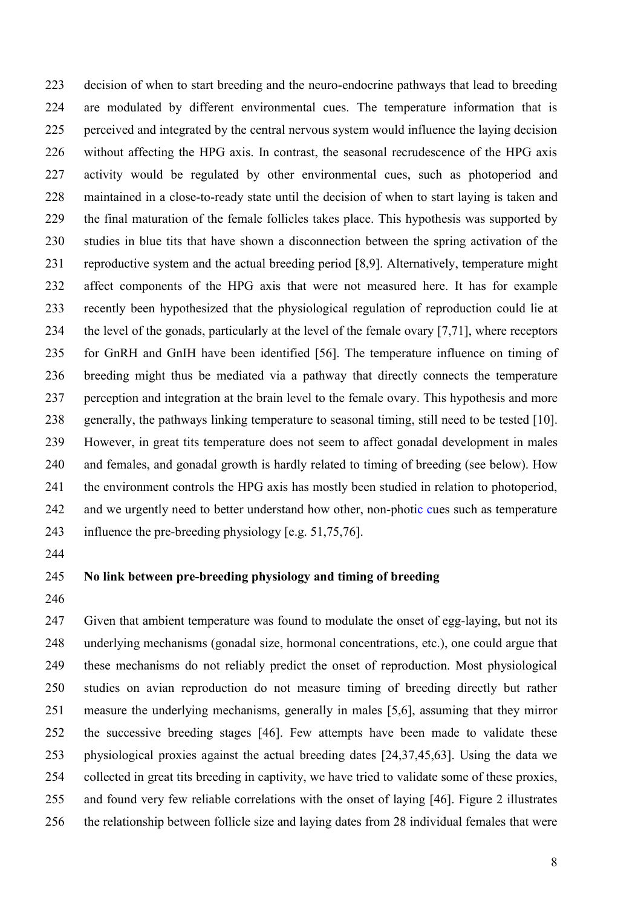decision of when to start breeding and the neuro-endocrine pathways that lead to breeding are modulated by different environmental cues. The temperature information that is perceived and integrated by the central nervous system would influence the laying decision without affecting the HPG axis. In contrast, the seasonal recrudescence of the HPG axis activity would be regulated by other environmental cues, such as photoperiod and maintained in a close-to-ready state until the decision of when to start laying is taken and the final maturation of the female follicles takes place. This hypothesis was supported by studies in blue tits that have shown a disconnection between the spring activation of the reproductive system and the actual breeding period [8,9]. Alternatively, temperature might affect components of the HPG axis that were not measured here. It has for example recently been hypothesized that the physiological regulation of reproduction could lie at the level of the gonads, particularly at the level of the female ovary [7,71], where receptors for GnRH and GnIH have been identified [56]. The temperature influence on timing of breeding might thus be mediated via a pathway that directly connects the temperature perception and integration at the brain level to the female ovary. This hypothesis and more generally, the pathways linking temperature to seasonal timing, still need to be tested [10]. However, in great tits temperature does not seem to affect gonadal development in males and females, and gonadal growth is hardly related to timing of breeding (see below). How the environment controls the HPG axis has mostly been studied in relation to photoperiod, and we urgently need to better understand how other, non-photic cues such as temperature influence the pre-breeding physiology [e.g. 51,75,76].

**No link between pre-breeding physiology and timing of breeding**

Given that ambient temperature was found to modulate the onset of egg-laying, but not its underlying mechanisms (gonadal size, hormonal concentrations, etc.), one could argue that these mechanisms do not reliably predict the onset of reproduction. Most physiological studies on avian reproduction do not measure timing of breeding directly but rather measure the underlying mechanisms, generally in males [5,6], assuming that they mirror the successive breeding stages [46]. Few attempts have been made to validate these physiological proxies against the actual breeding dates [24,37,45,63]. Using the data we collected in great tits breeding in captivity, we have tried to validate some of these proxies, and found very few reliable correlations with the onset of laying [46]. Figure 2 illustrates the relationship between follicle size and laying dates from 28 individual females that were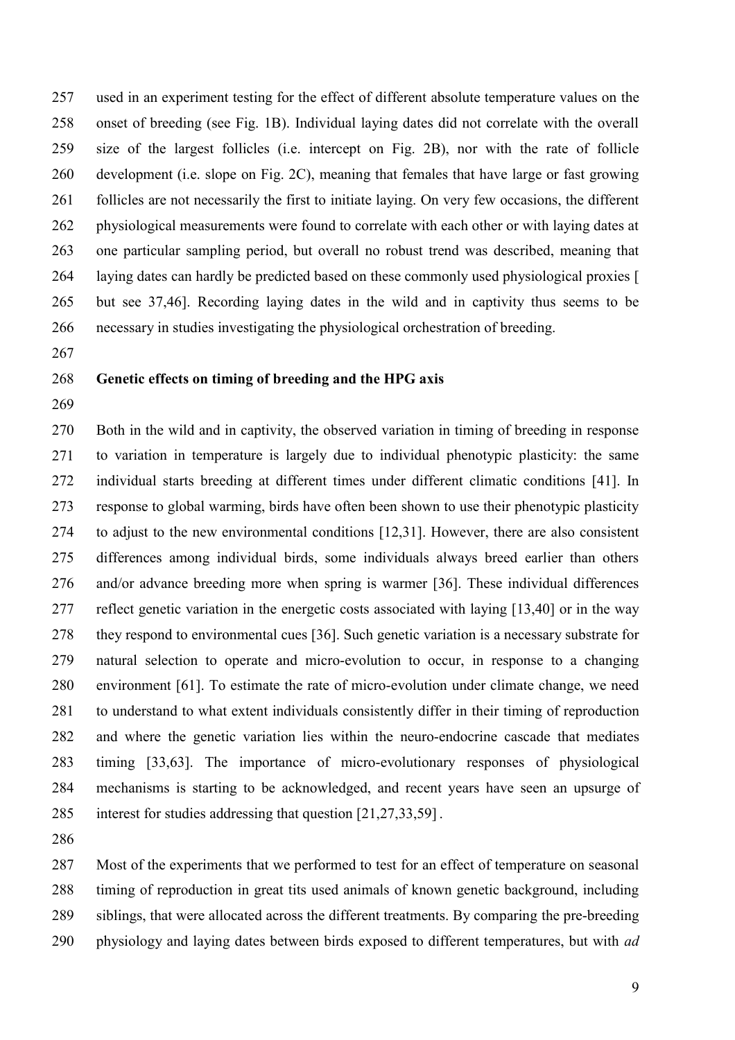used in an experiment testing for the effect of different absolute temperature values on the onset of breeding (see Fig. 1B). Individual laying dates did not correlate with the overall size of the largest follicles (i.e. intercept on Fig. 2B), nor with the rate of follicle development (i.e. slope on Fig. 2C), meaning that females that have large or fast growing follicles are not necessarily the first to initiate laying. On very few occasions, the different physiological measurements were found to correlate with each other or with laying dates at one particular sampling period, but overall no robust trend was described, meaning that laying dates can hardly be predicted based on these commonly used physiological proxies [ but see 37,46]. Recording laying dates in the wild and in captivity thus seems to be necessary in studies investigating the physiological orchestration of breeding.

## Genetic effects on timing of breeding and the HPG axis

Both in the wild and in captivity, the observed variation in timing of breeding in response to variation in temperature is largely due to individual phenotypic plasticity: the same individual starts breeding at different times under different climatic conditions [41]. In response to global warming, birds have often been shown to use their phenotypic plasticity to adjust to the new environmental conditions [12,31]. However, there are also consistent differences among individual birds, some individuals always breed earlier than others and/or advance breeding more when spring is warmer [36]. These individual differences reflect genetic variation in the energetic costs associated with laying [13,40] or in the way they respond to environmental cues [36]. Such genetic variation is a necessary substrate for natural selection to operate and micro-evolution to occur, in response to a changing environment [61]. To estimate the rate of micro-evolution under climate change, we need to understand to what extent individuals consistently differ in their timing of reproduction and where the genetic variation lies within the neuro-endocrine cascade that mediates timing [33,63]. The importance of micro-evolutionary responses of physiological mechanisms is starting to be acknowledged, and recent years have seen an upsurge of interest for studies addressing that question [21,27,33,59] .

Most of the experiments that we performed to test for an effect of temperature on seasonal timing of reproduction in great tits used animals of known genetic background, including siblings, that were allocated across the different treatments. By comparing the pre-breeding physiology and laying dates between birds exposed to different temperatures, but with *ad*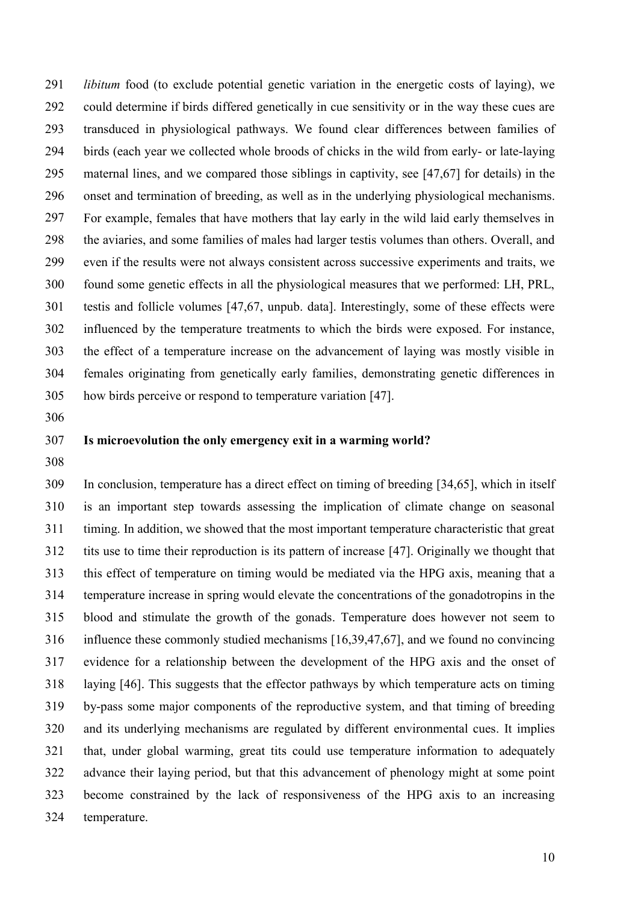*libitum* food (to exclude potential genetic variation in the energetic costs of laying), we could determine if birds differed genetically in cue sensitivity or in the way these cues are transduced in physiological pathways. We found clear differences between families of birds (each year we collected whole broods of chicks in the wild from early- or late-laying maternal lines, and we compared those siblings in captivity, see [47,67] for details) in the onset and termination of breeding, as well as in the underlying physiological mechanisms. For example, females that have mothers that lay early in the wild laid early themselves in the aviaries, and some families of males had larger testis volumes than others. Overall, and even if the results were not always consistent across successive experiments and traits, we found some genetic effects in all the physiological measures that we performed: LH, PRL, testis and follicle volumes [47,67, unpub. data]. Interestingly, some of these effects were influenced by the temperature treatments to which the birds were exposed. For instance, the effect of a temperature increase on the advancement of laying was mostly visible in females originating from genetically early families, demonstrating genetic differences in how birds perceive or respond to temperature variation [47].

## Is microevolution the only emergency exit in a warming world?

In conclusion, temperature has a direct effect on timing of breeding [34,65], which in itself is an important step towards assessing the implication of climate change on seasonal timing. In addition, we showed that the most important temperature characteristic that great tits use to time their reproduction is its pattern of increase [47]. Originally we thought that this effect of temperature on timing would be mediated via the HPG axis, meaning that a temperature increase in spring would elevate the concentrations of the gonadotropins in the blood and stimulate the growth of the gonads. Temperature does however not seem to influence these commonly studied mechanisms [16,39,47,67], and we found no convincing evidence for a relationship between the development of the HPG axis and the onset of laying [46]. This suggests that the effector pathways by which temperature acts on timing by-pass some major components of the reproductive system, and that timing of breeding and its underlying mechanisms are regulated by different environmental cues. It implies that, under global warming, great tits could use temperature information to adequately advance their laying period, but that this advancement of phenology might at some point become constrained by the lack of responsiveness of the HPG axis to an increasing temperature.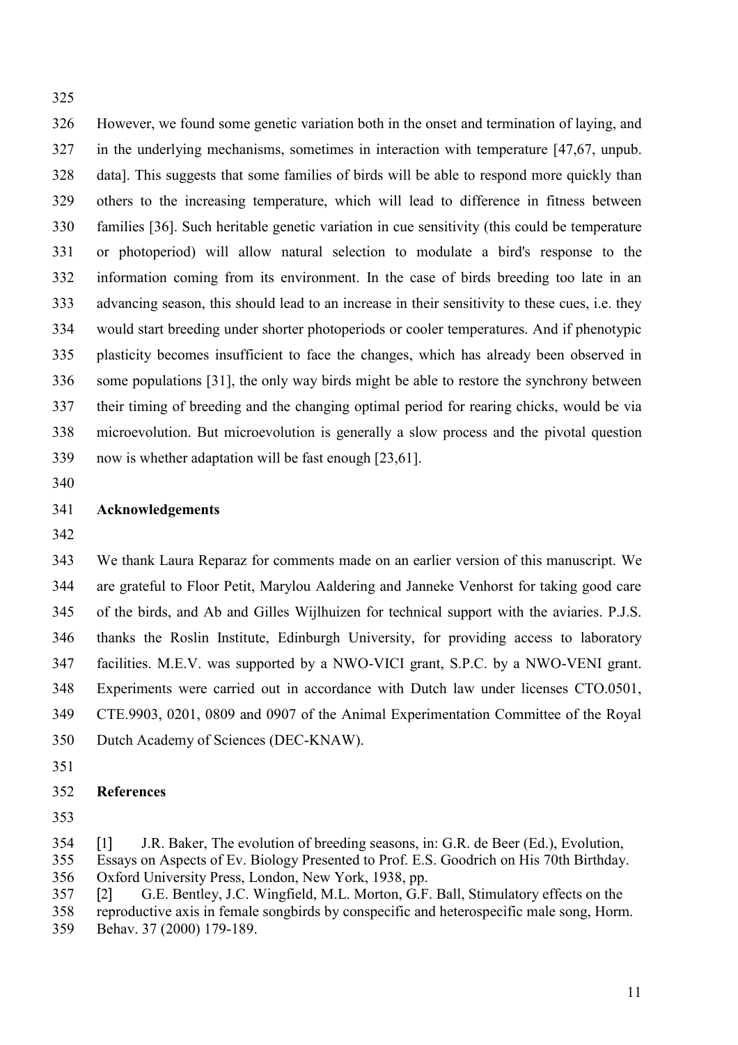However, we found some genetic variation both in the onset and termination of laying, and in the underlying mechanisms, sometimes in interaction with temperature [47,67, unpub. data]. This suggests that some families of birds will be able to respond more quickly than others to the increasing temperature, which will lead to difference in fitness between families [36]. Such heritable genetic variation in cue sensitivity (this could be temperature or photoperiod) will allow natural selection to modulate a bird's response to the information coming from its environment. In the case of birds breeding too late in an advancing season, this should lead to an increase in their sensitivity to these cues, i.e. they would start breeding under shorter photoperiods or cooler temperatures. And if phenotypic plasticity becomes insufficient to face the changes, which has already been observed in some populations [31], the only way birds might be able to restore the synchrony between their timing of breeding and the changing optimal period for rearing chicks, would be via microevolution. But microevolution is generally a slow process and the pivotal question now is whether adaptation will be fast enough [23,61].

## Acknowledgements

We thank Laura Reparaz for comments made on an earlier version of this manuscript. We are grateful to Floor Petit, Marylou Aaldering and Janneke Venhorst for taking good care of the birds, and Ab and Gilles Wijlhuizen for technical support with the aviaries. P.J.S. thanks the Roslin Institute, Edinburgh University, for providing access to laboratory facilities. M.E.V. was supported by a NWO-VICI grant, S.P.C. by a NWO-VENI grant. Experiments were carried out in accordance with Dutch law under licenses CTO.0501, CTE.9903, 0201, 0809 and 0907 of the Animal Experimentation Committee of the Royal Dutch Academy of Sciences (DEC-KNAW).

## References

[1] J.R. Baker, The evolution of breeding seasons, in: G.R. de Beer (Ed.), Evolution, Essays on Aspects of Ev. Biology Presented to Prof. E.S. Goodrich on His 70th Birthday. Oxford University Press, London, New York, 1938, pp.

[2] G.E. Bentley, J.C. Wingfield, M.L. Morton, G.F. Ball, Stimulatory effects on the reproductive axis in female songbirds by conspecific and heterospecific male song, Horm. Behav. 37 (2000) 179-189.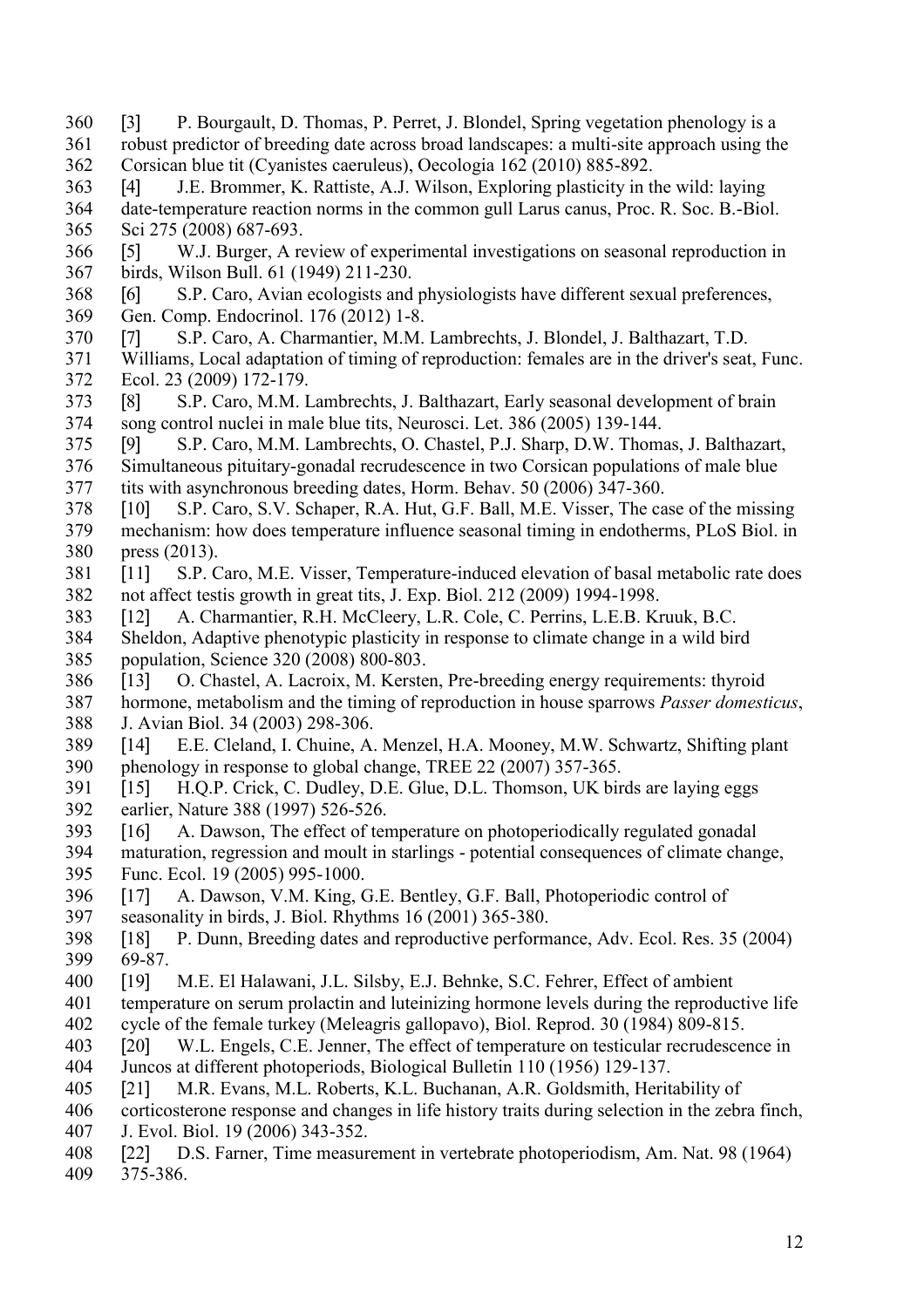[3] P. Bourgault, D. Thomas, P. Perret, J. Blondel, Spring vegetation phenology is a robust predictor of breeding date across broad landscapes: a multi-site approach using the Corsican blue tit (Cyanistes caeruleus), Oecologia 162 (2010) 885-892.

[4] J.E. Brommer, K. Rattiste, A.J. Wilson, Exploring plasticity in the wild: laying date-temperature reaction norms in the common gull Larus canus, Proc. R. Soc. B.-Biol. Sci 275 (2008) 687-693.

[5] W.J. Burger, A review of experimental investigations on seasonal reproduction in birds, Wilson Bull. 61 (1949) 211-230.

[6] S.P. Caro, Avian ecologists and physiologists have different sexual preferences, Gen. Comp. Endocrinol. 176 (2012) 1-8.

[7] S.P. Caro, A. Charmantier, M.M. Lambrechts, J. Blondel, J. Balthazart, T.D. Williams, Local adaptation of timing of reproduction: females are in the driver's seat, Func. Ecol. 23 (2009) 172-179.

[8] S.P. Caro, M.M. Lambrechts, J. Balthazart, Early seasonal development of brain song control nuclei in male blue tits, Neurosci. Let. 386 (2005) 139-144.

[9] S.P. Caro, M.M. Lambrechts, O. Chastel, P.J. Sharp, D.W. Thomas, J. Balthazart, Simultaneous pituitary-gonadal recrudescence in two Corsican populations of male blue tits with asynchronous breeding dates, Horm. Behav. 50 (2006) 347-360.

[10] S.P. Caro, S.V. Schaper, R.A. Hut, G.F. Ball, M.E. Visser, The case of the missing mechanism: how does temperature influence seasonal timing in endotherms, PLoS Biol. in press (2013).

[11] S.P. Caro, M.E. Visser, Temperature-induced elevation of basal metabolic rate does not affect testis growth in great tits, J. Exp. Biol. 212 (2009) 1994-1998.

[12] A. Charmantier, R.H. McCleery, L.R. Cole, C. Perrins, L.E.B. Kruuk, B.C. Sheldon, Adaptive phenotypic plasticity in response to climate change in a wild bird population, Science 320 (2008) 800-803.

[13] O. Chastel, A. Lacroix, M. Kersten, Pre-breeding energy requirements: thyroid hormone, metabolism and the timing of reproduction in house sparrows *Passer domesticus*, J. Avian Biol. 34 (2003) 298-306.

[14] E.E. Cleland, I. Chuine, A. Menzel, H.A. Mooney, M.W. Schwartz, Shifting plant phenology in response to global change, TREE 22 (2007) 357-365.

[15] H.Q.P. Crick, C. Dudley, D.E. Glue, D.L. Thomson, UK birds are laying eggs earlier, Nature 388 (1997) 526-526.

[16] A. Dawson, The effect of temperature on photoperiodically regulated gonadal maturation, regression and moult in starlings - potential consequences of climate change, Func. Ecol. 19 (2005) 995-1000.

[17] A. Dawson, V.M. King, G.E. Bentley, G.F. Ball, Photoperiodic control of seasonality in birds, J. Biol. Rhythms 16 (2001) 365-380.

[18] P. Dunn, Breeding dates and reproductive performance, Adv. Ecol. Res. 35 (2004) 69-87.

[19] M.E. El Halawani, J.L. Silsby, E.J. Behnke, S.C. Fehrer, Effect of ambient temperature on serum prolactin and luteinizing hormone levels during the reproductive life cycle of the female turkey (Meleagris gallopavo), Biol. Reprod. 30 (1984) 809-815.

[20] W.L. Engels, C.E. Jenner, The effect of temperature on testicular recrudescence in Juncos at different photoperiods, Biological Bulletin 110 (1956) 129-137.

[21] M.R. Evans, M.L. Roberts, K.L. Buchanan, A.R. Goldsmith, Heritability of corticosterone response and changes in life history traits during selection in the zebra finch, J. Evol. Biol. 19 (2006) 343-352.

[22] D.S. Farner, Time measurement in vertebrate photoperiodism, Am. Nat. 98 (1964) 375-386.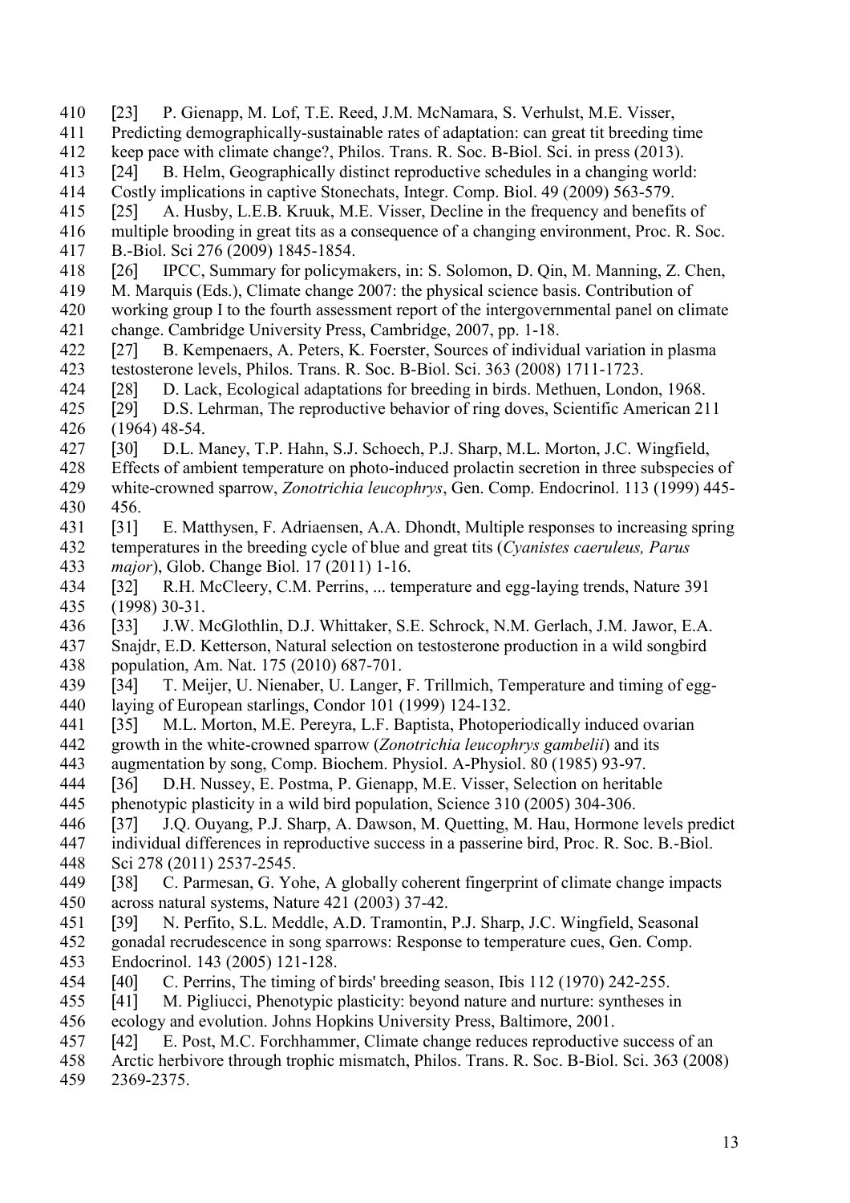[23] P. Gienapp, M. Lof, T.E. Reed, J.M. McNamara, S. Verhulst, M.E. Visser, Predicting demographically-sustainable rates of adaptation: can great tit breeding time keep pace with climate change?, Philos. Trans. R. Soc. B-Biol. Sci. in press (2013).

[24] B. Helm, Geographically distinct reproductive schedules in a changing world: Costly implications in captive Stonechats, Integr. Comp. Biol. 49 (2009) 563-579.

[25] A. Husby, L.E.B. Kruuk, M.E. Visser, Decline in the frequency and benefits of multiple brooding in great tits as a consequence of a changing environment, Proc. R. Soc. B.-Biol. Sci 276 (2009) 1845-1854.

[26] IPCC, Summary for policymakers, in: S. Solomon, D. Qin, M. Manning, Z. Chen, M. Marquis (Eds.), Climate change 2007: the physical science basis. Contribution of working group I to the fourth assessment report of the intergovernmental panel on climate change. Cambridge University Press, Cambridge, 2007, pp. 1-18.

[27] B. Kempenaers, A. Peters, K. Foerster, Sources of individual variation in plasma testosterone levels, Philos. Trans. R. Soc. B-Biol. Sci. 363 (2008) 1711-1723.

[28] D. Lack, Ecological adaptations for breeding in birds. Methuen, London, 1968.

[29] D.S. Lehrman, The reproductive behavior of ring doves, Scientific American 211 (1964) 48-54.

[30] D.L. Maney, T.P. Hahn, S.J. Schoech, P.J. Sharp, M.L. Morton, J.C. Wingfield, Effects of ambient temperature on photo-induced prolactin secretion in three subspecies of white-crowned sparrow, *Zonotrichia leucophrys*, Gen. Comp. Endocrinol. 113 (1999) 445-456.

[31] E. Matthysen, F. Adriaensen, A.A. Dhondt, Multiple responses to increasing spring temperatures in the breeding cycle of blue and great tits (*Cyanistes caeruleus, Parus major*), Glob. Change Biol. 17 (2011) 1-16.

[32] R.H. McCleery, C.M. Perrins, ... temperature and egg-laying trends, Nature 391 (1998) 30-31.

[33] J.W. McGlothlin, D.J. Whittaker, S.E. Schrock, N.M. Gerlach, J.M. Jawor, E.A. Snajdr, E.D. Ketterson, Natural selection on testosterone production in a wild songbird population, Am. Nat. 175 (2010) 687-701.

[34] T. Meijer, U. Nienaber, U. Langer, F. Trillmich, Temperature and timing of egg-laying of European starlings, Condor 101 (1999) 124-132.

[35] M.L. Morton, M.E. Pereyra, L.F. Baptista, Photoperiodically induced ovarian growth in the white-crowned sparrow (*Zonotrichia leucophrys gambelii*) and its augmentation by song, Comp. Biochem. Physiol. A-Physiol. 80 (1985) 93-97.

[36] D.H. Nussey, E. Postma, P. Gienapp, M.E. Visser, Selection on heritable phenotypic plasticity in a wild bird population, Science 310 (2005) 304-306.

[37] J.Q. Ouyang, P.J. Sharp, A. Dawson, M. Quetting, M. Hau, Hormone levels predict individual differences in reproductive success in a passerine bird, Proc. R. Soc. B.-Biol. Sci 278 (2011) 2537-2545.

[38] C. Parmesan, G. Yohe, A globally coherent fingerprint of climate change impacts across natural systems, Nature 421 (2003) 37-42.

[39] N. Perfito, S.L. Meddle, A.D. Tramontin, P.J. Sharp, J.C. Wingfield, Seasonal gonadal recrudescence in song sparrows: Response to temperature cues, Gen. Comp. Endocrinol. 143 (2005) 121-128.

[40] C. Perrins, The timing of birds' breeding season, Ibis 112 (1970) 242-255.

[41] M. Pigliucci, Phenotypic plasticity: beyond nature and nurture: syntheses in ecology and evolution. Johns Hopkins University Press, Baltimore, 2001.

[42] E. Post, M.C. Forchhammer, Climate change reduces reproductive success of an Arctic herbivore through trophic mismatch, Philos. Trans. R. Soc. B-Biol. Sci. 363 (2008) 2369-2375.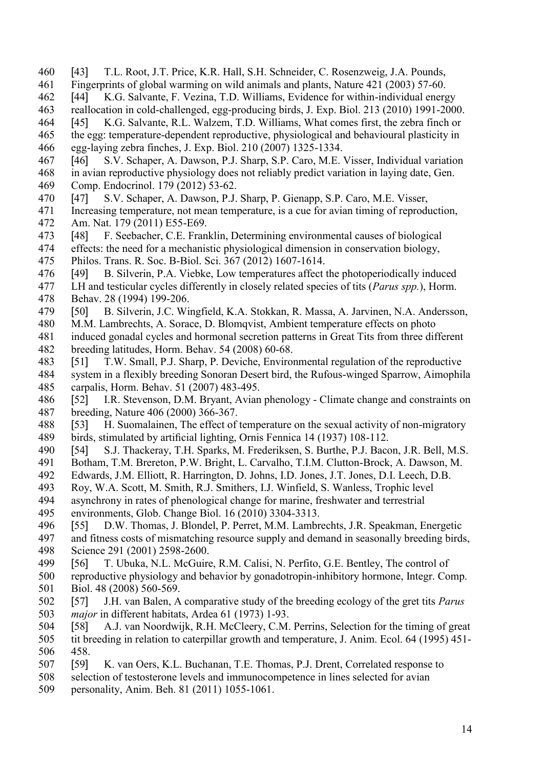[43] T.L. Root, J.T. Price, K.R. Hall, S.H. Schneider, C. Rosenzweig, J.A. Pounds, Fingerprints of global warming on wild animals and plants, Nature 421 (2003) 57-60.

[44] K.G. Salvante, F. Vezina, T.D. Williams, Evidence for within-individual energy reallocation in cold-challenged, egg-producing birds, J. Exp. Biol. 213 (2010) 1991-2000.

[45] K.G. Salvante, R.L. Walzem, T.D. Williams, What comes first, the zebra finch or the egg: temperature-dependent reproductive, physiological and behavioural plasticity in egg-laying zebra finches, J. Exp. Biol. 210 (2007) 1325-1334.

[46] S.V. Schaper, A. Dawson, P.J. Sharp, S.P. Caro, M.E. Visser, Individual variation in avian reproductive physiology does not reliably predict variation in laying date, Gen. Comp. Endocrinol. 179 (2012) 53-62.

[47] S.V. Schaper, A. Dawson, P.J. Sharp, P. Gienapp, S.P. Caro, M.E. Visser, Increasing temperature, not mean temperature, is a cue for avian timing of reproduction, Am. Nat. 179 (2011) E55-E69.

[48] F. Seebacher, C.E. Franklin, Determining environmental causes of biological effects: the need for a mechanistic physiological dimension in conservation biology, Philos. Trans. R. Soc. B-Biol. Sci. 367 (2012) 1607-1614.

[49] B. Silverin, P.A. Viebke, Low temperatures affect the photoperiodically induced LH and testicular cycles differently in closely related species of tits (*Parus spp.*), Horm. Behav. 28 (1994) 199-206.

[50] B. Silverin, J.C. Wingfield, K.A. Stokkan, R. Massa, A. Jarvinen, N.A. Andersson, M.M. Lambrechts, A. Sorace, D. Blomqvist, Ambient temperature effects on photo induced gonadal cycles and hormonal secretion patterns in Great Tits from three different breeding latitudes, Horm. Behav. 54 (2008) 60-68.

[51] T.W. Small, P.J. Sharp, P. Deviche, Environmental regulation of the reproductive system in a flexibly breeding Sonoran Desert bird, the Rufous-winged Sparrow, Aimophila carpalis, Horm. Behav. 51 (2007) 483-495.

[52] I.R. Stevenson, D.M. Bryant, Avian phenology - Climate change and constraints on breeding, Nature 406 (2000) 366-367.

[53] H. Suomalainen, The effect of temperature on the sexual activity of non-migratory birds, stimulated by artificial lighting, Ornis Fennica 14 (1937) 108-112.

[54] S.J. Thackeray, T.H. Sparks, M. Frederiksen, S. Burthe, P.J. Bacon, J.R. Bell, M.S. Botham, T.M. Brereton, P.W. Bright, L. Carvalho, T.I.M. Clutton-Brock, A. Dawson, M. Edwards, J.M. Elliott, R. Harrington, D. Johns, I.D. Jones, J.T. Jones, D.I. Leech, D.B. Roy, W.A. Scott, M. Smith, R.J. Smithers, I.J. Winfield, S. Wanless, Trophic level asynchrony in rates of phenological change for marine, freshwater and terrestrial environments, Glob. Change Biol. 16 (2010) 3304-3313.

[55] D.W. Thomas, J. Blondel, P. Perret, M.M. Lambrechts, J.R. Speakman, Energetic and fitness costs of mismatching resource supply and demand in seasonally breeding birds, Science 291 (2001) 2598-2600.

[56] T. Ubuka, N.L. McGuire, R.M. Calisi, N. Perfito, G.E. Bentley, The control of reproductive physiology and behavior by gonadotropin-inhibitory hormone, Integr. Comp. Biol. 48 (2008) 560-569.

[57] J.H. van Balen, A comparative study of the breeding ecology of the gret tits *Parus major* in different habitats, Ardea 61 (1973) 1-93.

[58] A.J. van Noordwijk, R.H. McCleery, C.M. Perrins, Selection for the timing of great tit breeding in relation to caterpillar growth and temperature, J. Anim. Ecol. 64 (1995) 451-458.

[59] K. van Oers, K.L. Buchanan, T.E. Thomas, P.J. Drent, Correlated response to selection of testosterone levels and immunocompetence in lines selected for avian personality, Anim. Beh. 81 (2011) 1055-1061.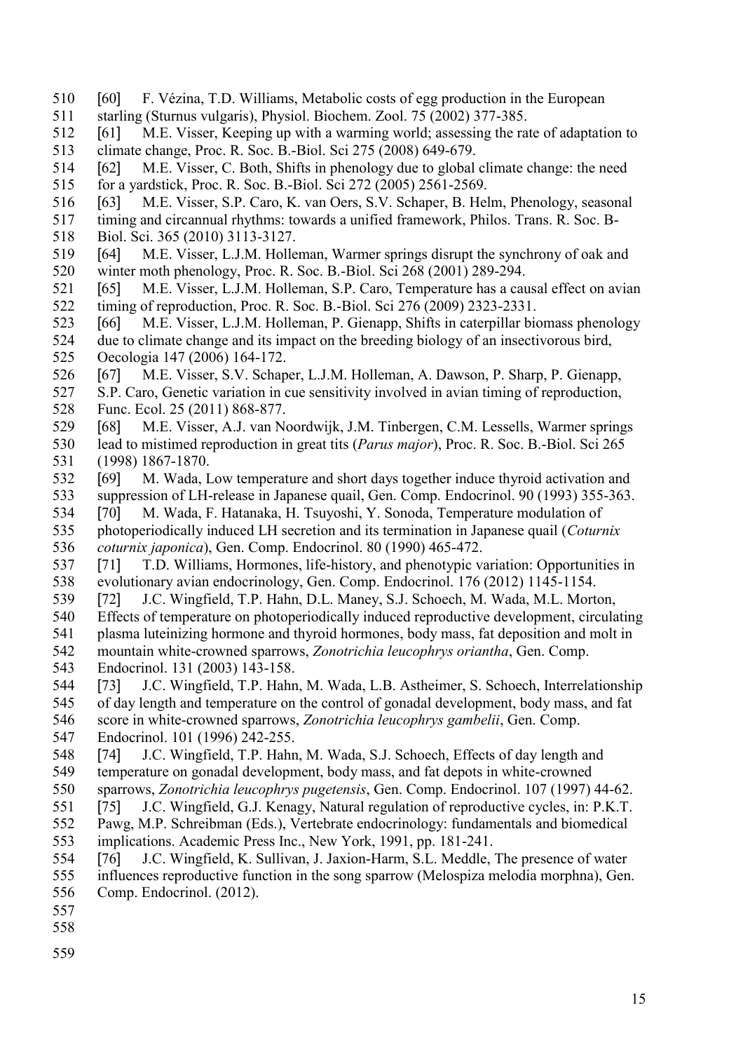[60] F. Vézina, T.D. Williams, Metabolic costs of egg production in the European starling (Sturnus vulgaris), Physiol. Biochem. Zool. 75 (2002) 377-385.

[61] M.E. Visser, Keeping up with a warming world; assessing the rate of adaptation to climate change, Proc. R. Soc. B.-Biol. Sci 275 (2008) 649-679.

[62] M.E. Visser, C. Both, Shifts in phenology due to global climate change: the need for a yardstick, Proc. R. Soc. B.-Biol. Sci 272 (2005) 2561-2569.

[63] M.E. Visser, S.P. Caro, K. van Oers, S.V. Schaper, B. Helm, Phenology, seasonal timing and circannual rhythms: towards a unified framework, Philos. Trans. R. Soc. B-Biol. Sci. 365 (2010) 3113-3127.

[64] M.E. Visser, L.J.M. Holleman, Warmer springs disrupt the synchrony of oak and winter moth phenology, Proc. R. Soc. B.-Biol. Sci 268 (2001) 289-294.

[65] M.E. Visser, L.J.M. Holleman, S.P. Caro, Temperature has a causal effect on avian timing of reproduction, Proc. R. Soc. B.-Biol. Sci 276 (2009) 2323-2331.

[66] M.E. Visser, L.J.M. Holleman, P. Gienapp, Shifts in caterpillar biomass phenology due to climate change and its impact on the breeding biology of an insectivorous bird, Oecologia 147 (2006) 164-172.

[67] M.E. Visser, S.V. Schaper, L.J.M. Holleman, A. Dawson, P. Sharp, P. Gienapp, S.P. Caro, Genetic variation in cue sensitivity involved in avian timing of reproduction, Func. Ecol. 25 (2011) 868-877.

[68] M.E. Visser, A.J. van Noordwijk, J.M. Tinbergen, C.M. Lessells, Warmer springs lead to mistimed reproduction in great tits (*Parus major*), Proc. R. Soc. B.-Biol. Sci 265 (1998) 1867-1870.

[69] M. Wada, Low temperature and short days together induce thyroid activation and suppression of LH-release in Japanese quail, Gen. Comp. Endocrinol. 90 (1993) 355-363.

[70] M. Wada, F. Hatanaka, H. Tsuyoshi, Y. Sonoda, Temperature modulation of photoperiodically induced LH secretion and its termination in Japanese quail (*Coturnix coturnix japonica*), Gen. Comp. Endocrinol. 80 (1990) 465-472.

[71] T.D. Williams, Hormones, life-history, and phenotypic variation: Opportunities in evolutionary avian endocrinology, Gen. Comp. Endocrinol. 176 (2012) 1145-1154.

[72] J.C. Wingfield, T.P. Hahn, D.L. Maney, S.J. Schoech, M. Wada, M.L. Morton, Effects of temperature on photoperiodically induced reproductive development, circulating plasma luteinizing hormone and thyroid hormones, body mass, fat deposition and molt in mountain white-crowned sparrows, *Zonotrichia leucophrys oriantha*, Gen. Comp. Endocrinol. 131 (2003) 143-158.

[73] J.C. Wingfield, T.P. Hahn, M. Wada, L.B. Astheimer, S. Schoech, Interrelationship of day length and temperature on the control of gonadal development, body mass, and fat score in white-crowned sparrows, *Zonotrichia leucophrys gambelii*, Gen. Comp. Endocrinol. 101 (1996) 242-255.

[74] J.C. Wingfield, T.P. Hahn, M. Wada, S.J. Schoech, Effects of day length and temperature on gonadal development, body mass, and fat depots in white-crowned sparrows, *Zonotrichia leucophrys pugetensis*, Gen. Comp. Endocrinol. 107 (1997) 44-62.

[75] J.C. Wingfield, G.J. Kenagy, Natural regulation of reproductive cycles, in: P.K.T. Pawg, M.P. Schreibman (Eds.), Vertebrate endocrinology: fundamentals and biomedical implications. Academic Press Inc., New York, 1991, pp. 181-241.

[76] J.C. Wingfield, K. Sullivan, J. Jaxion-Harm, S.L. Meddle, The presence of water influences reproductive function in the song sparrow (Melospiza melodia morphna), Gen. Comp. Endocrinol. (2012).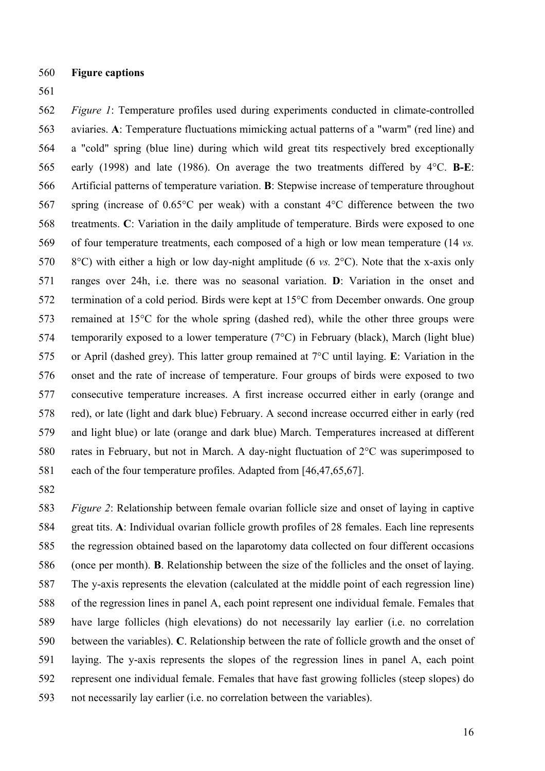**Figure captions**

*Figure 1*: Temperature profiles used during experiments conducted in climate-controlled aviaries. **A**: Temperature fluctuations mimicking actual patterns of a "warm" (red line) and a "cold" spring (blue line) during which wild great tits respectively bred exceptionally early (1998) and late (1986). On average the two treatments differed by 4°C. **B-E**: Artificial patterns of temperature variation. **B**: Stepwise increase of temperature throughout spring (increase of 0.65°C per weak) with a constant 4°C difference between the two treatments. **C**: Variation in the daily amplitude of temperature. Birds were exposed to one of four temperature treatments, each composed of a high or low mean temperature (14 *vs.* 8°C) with either a high or low day-night amplitude (6 *vs.* 2°C). Note that the x-axis only ranges over 24h, i.e. there was no seasonal variation. **D**: Variation in the onset and termination of a cold period. Birds were kept at 15°C from December onwards. One group remained at 15°C for the whole spring (dashed red), while the other three groups were temporarily exposed to a lower temperature (7°C) in February (black), March (light blue) or April (dashed grey). This latter group remained at 7°C until laying. **E**: Variation in the onset and the rate of increase of temperature. Four groups of birds were exposed to two consecutive temperature increases. A first increase occurred either in early (orange and red), or late (light and dark blue) February. A second increase occurred either in early (red and light blue) or late (orange and dark blue) March. Temperatures increased at different rates in February, but not in March. A day-night fluctuation of 2°C was superimposed to each of the four temperature profiles. Adapted from [46,47,65,67].

*Figure 2*: Relationship between female ovarian follicle size and onset of laying in captive great tits. **A**: Individual ovarian follicle growth profiles of 28 females. Each line represents the regression obtained based on the laparotomy data collected on four different occasions (once per month). **B**. Relationship between the size of the follicles and the onset of laying. The y-axis represents the elevation (calculated at the middle point of each regression line) of the regression lines in panel A, each point represent one individual female. Females that have large follicles (high elevations) do not necessarily lay earlier (i.e. no correlation between the variables). **C**. Relationship between the rate of follicle growth and the onset of laying. The y-axis represents the slopes of the regression lines in panel A, each point represent one individual female. Females that have fast growing follicles (steep slopes) do not necessarily lay earlier (i.e. no correlation between the variables).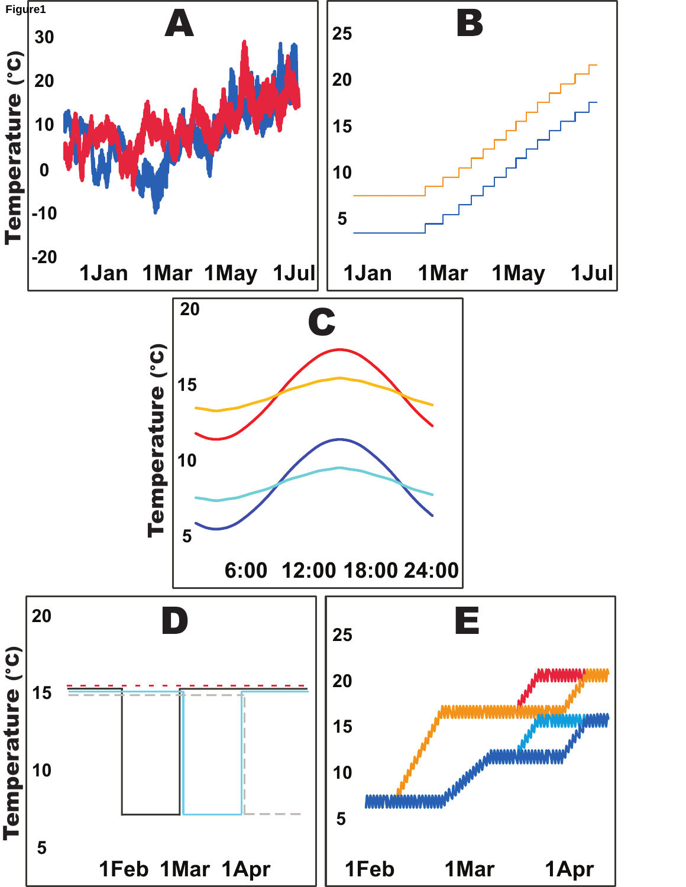Figure1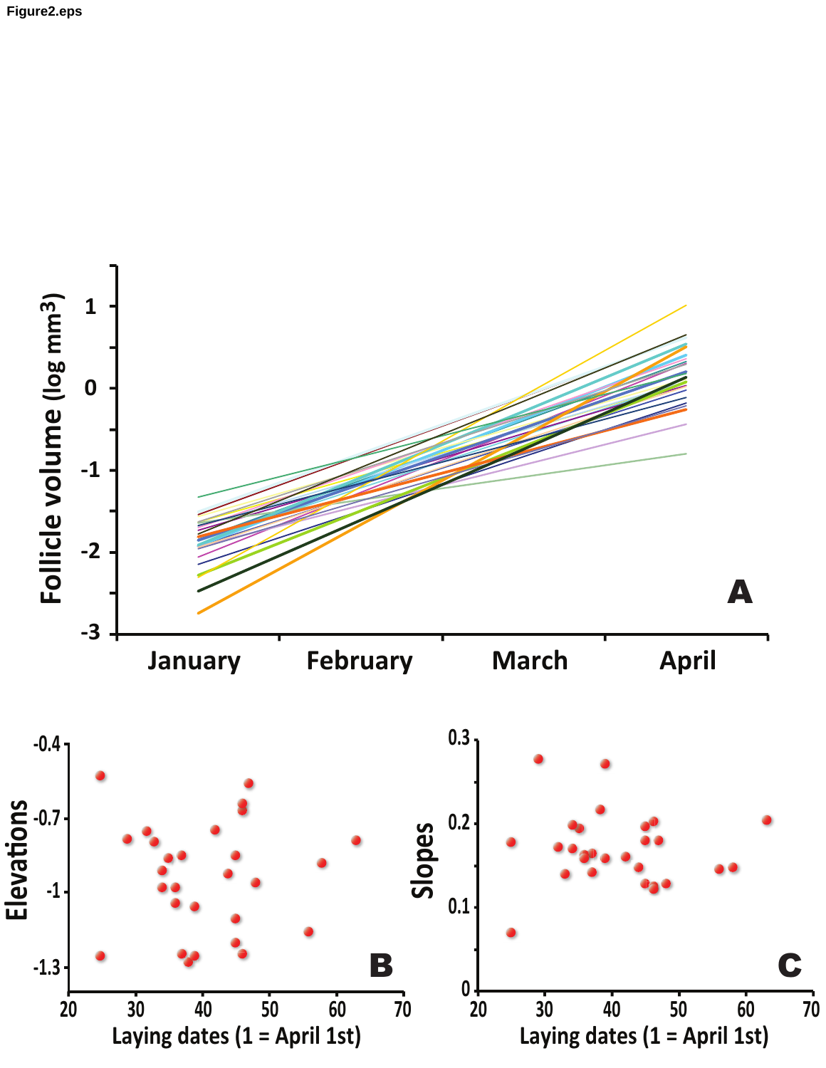Figure2.eps

Follicle volume (log mm3)

1
0
-1
-2
-3

January
February
March
April

A

Elevations

-0.4
-0.7
-1
-1.3

20 30 40 50 60 70

Laying dates (1 = April 1st)

B

Slopes

0.3
0.2
0.1
0

20 30 40 50 60 70

Laying dates (1 = April 1st)

C